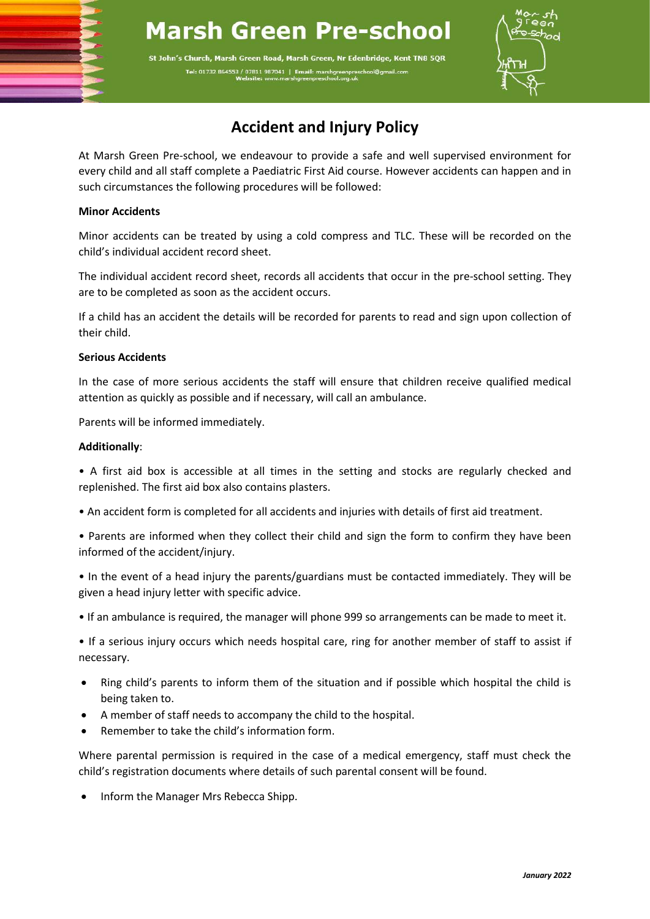# Marsh Green Pre-school

St John's Church, Marsh Green Road, Marsh Green, Nr Edenbridge, Kent TN8 5QR

Tel: 01732 864553 / 07811 987041 | Email: marshgreenpreschool@gmail.com
Website: www.marshgreenpreschool.org.uk

## Accident and Injury Policy

At Marsh Green Pre-school, we endeavour to provide a safe and well supervised environment for every child and all staff complete a Paediatric First Aid course. However accidents can happen and in such circumstances the following procedures will be followed:

**Minor Accidents**

Minor accidents can be treated by using a cold compress and TLC. These will be recorded on the child's individual accident record sheet.

The individual accident record sheet, records all accidents that occur in the pre-school setting. They are to be completed as soon as the accident occurs.

If a child has an accident the details will be recorded for parents to read and sign upon collection of their child.

**Serious Accidents**

In the case of more serious accidents the staff will ensure that children receive qualified medical attention as quickly as possible and if necessary, will call an ambulance.

Parents will be informed immediately.

**Additionally**:

• A first aid box is accessible at all times in the setting and stocks are regularly checked and replenished. The first aid box also contains plasters.

• An accident form is completed for all accidents and injuries with details of first aid treatment.

• Parents are informed when they collect their child and sign the form to confirm they have been informed of the accident/injury.

• In the event of a head injury the parents/guardians must be contacted immediately. They will be given a head injury letter with specific advice.

• If an ambulance is required, the manager will phone 999 so arrangements can be made to meet it.

• If a serious injury occurs which needs hospital care, ring for another member of staff to assist if necessary.

- Ring child's parents to inform them of the situation and if possible which hospital the child is being taken to.
- A member of staff needs to accompany the child to the hospital.
- Remember to take the child's information form.

Where parental permission is required in the case of a medical emergency, staff must check the child's registration documents where details of such parental consent will be found.

- Inform the Manager Mrs Rebecca Shipp.

*January 2022*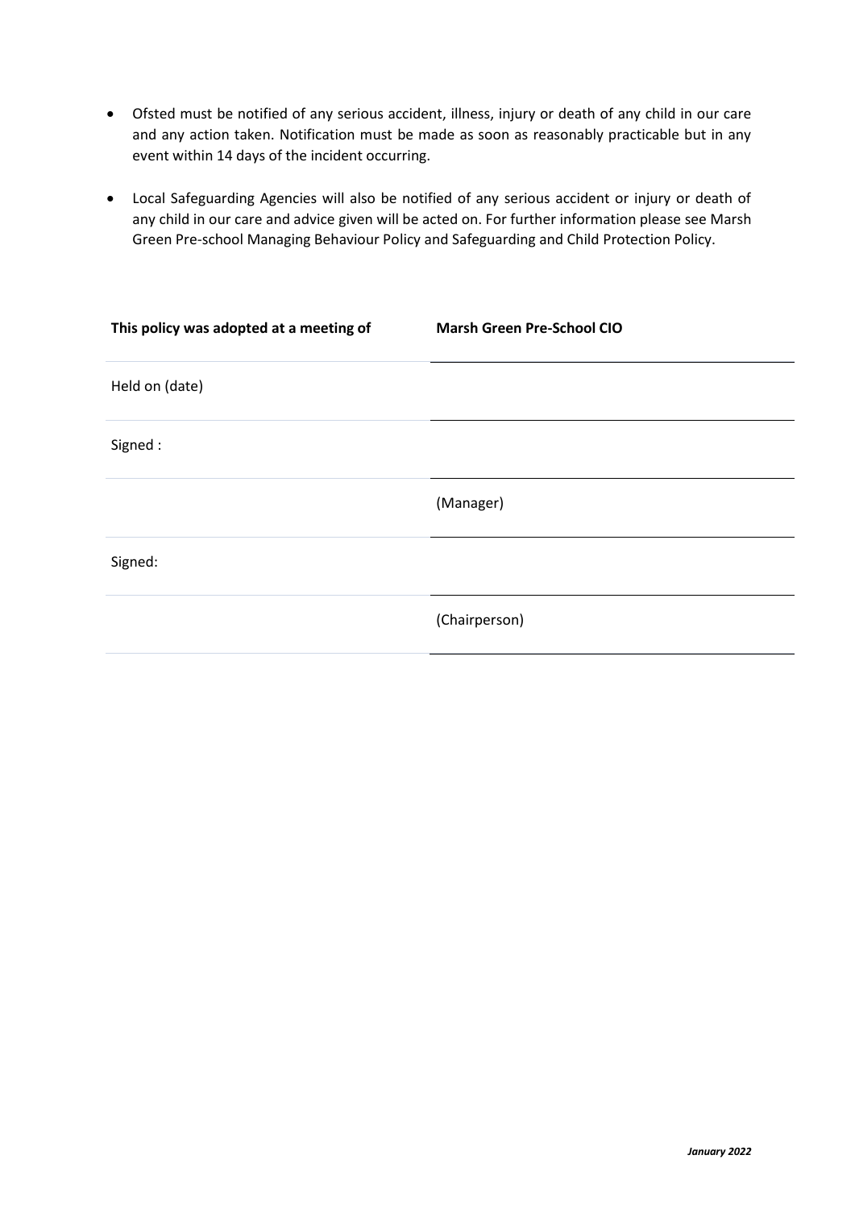- Ofsted must be notified of any serious accident, illness, injury or death of any child in our care and any action taken. Notification must be made as soon as reasonably practicable but in any event within 14 days of the incident occurring.
- Local Safeguarding Agencies will also be notified of any serious accident or injury or death of any child in our care and advice given will be acted on. For further information please see Marsh Green Pre-school Managing Behaviour Policy and Safeguarding and Child Protection Policy.

| | |
|---|---|
| **This policy was adopted at a meeting of** | **Marsh Green Pre-School CIO** |
| Held on (date) | |
| Signed : | |
| | (Manager) |
| Signed: | |
| | (Chairperson) |

*January 2022*